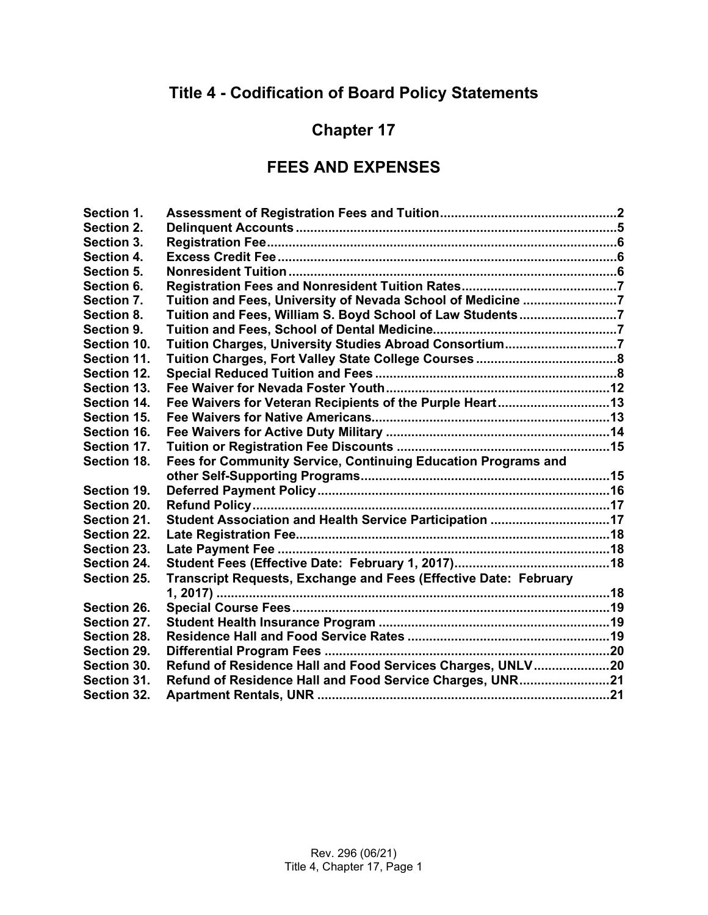# Title 4 - Codification of Board Policy Statements

## Chapter 17

## FEES AND EXPENSES

| | | |
|---|---|---|
| **Section 1.** | **Assessment of Registration Fees and Tuition** | **2** |
| **Section 2.** | **Delinquent Accounts** | **5** |
| **Section 3.** | **Registration Fee** | **6** |
| **Section 4.** | **Excess Credit Fee** | **6** |
| **Section 5.** | **Nonresident Tuition** | **6** |
| **Section 6.** | **Registration Fees and Nonresident Tuition Rates** | **7** |
| **Section 7.** | **Tuition and Fees, University of Nevada School of Medicine** | **7** |
| **Section 8.** | **Tuition and Fees, William S. Boyd School of Law Students** | **7** |
| **Section 9.** | **Tuition and Fees, School of Dental Medicine** | **7** |
| **Section 10.** | **Tuition Charges, University Studies Abroad Consortium** | **7** |
| **Section 11.** | **Tuition Charges, Fort Valley State College Courses** | **8** |
| **Section 12.** | **Special Reduced Tuition and Fees** | **8** |
| **Section 13.** | **Fee Waiver for Nevada Foster Youth** | **12** |
| **Section 14.** | **Fee Waivers for Veteran Recipients of the Purple Heart** | **13** |
| **Section 15.** | **Fee Waivers for Native Americans** | **13** |
| **Section 16.** | **Fee Waivers for Active Duty Military** | **14** |
| **Section 17.** | **Tuition or Registration Fee Discounts** | **15** |
| **Section 18.** | **Fees for Community Service, Continuing Education Programs and other Self-Supporting Programs** | **15** |
| **Section 19.** | **Deferred Payment Policy** | **16** |
| **Section 20.** | **Refund Policy** | **17** |
| **Section 21.** | **Student Association and Health Service Participation** | **17** |
| **Section 22.** | **Late Registration Fee** | **18** |
| **Section 23.** | **Late Payment Fee** | **18** |
| **Section 24.** | **Student Fees (Effective Date: February 1, 2017)** | **18** |
| **Section 25.** | **Transcript Requests, Exchange and Fees (Effective Date: February 1, 2017)** | **18** |
| **Section 26.** | **Special Course Fees** | **19** |
| **Section 27.** | **Student Health Insurance Program** | **19** |
| **Section 28.** | **Residence Hall and Food Service Rates** | **19** |
| **Section 29.** | **Differential Program Fees** | **20** |
| **Section 30.** | **Refund of Residence Hall and Food Services Charges, UNLV** | **20** |
| **Section 31.** | **Refund of Residence Hall and Food Service Charges, UNR** | **21** |
| **Section 32.** | **Apartment Rentals, UNR** | **21** |

Rev. 296 (06/21)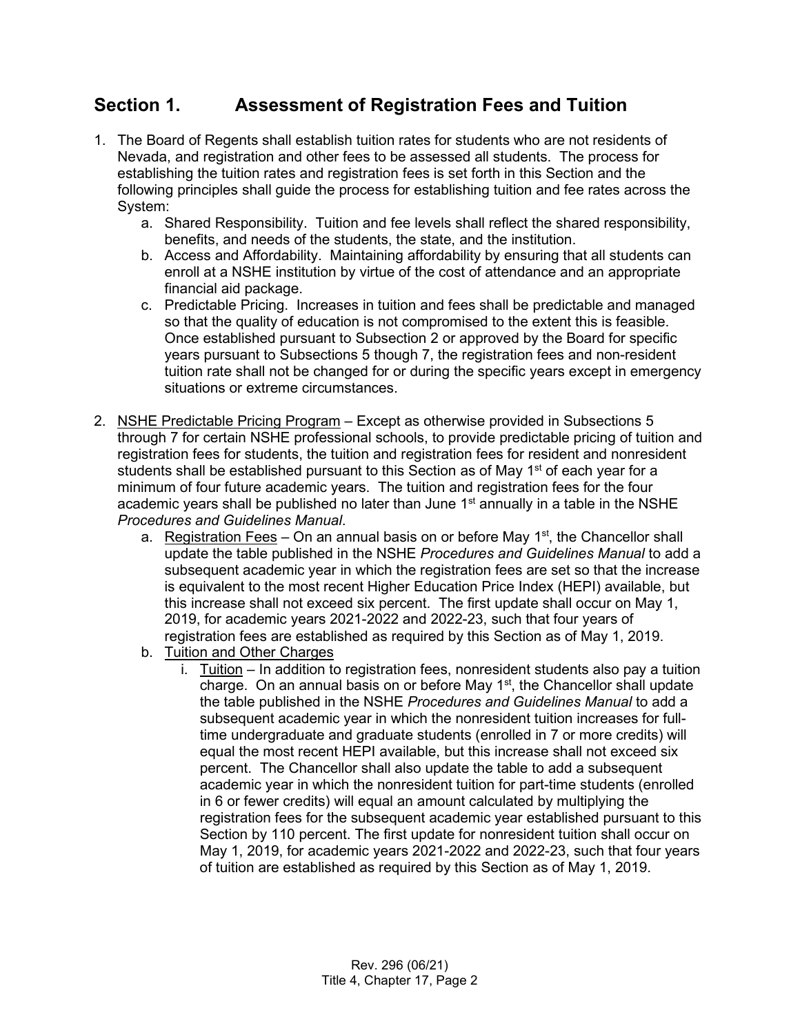## Section 1. Assessment of Registration Fees and Tuition

1. The Board of Regents shall establish tuition rates for students who are not residents of Nevada, and registration and other fees to be assessed all students. The process for establishing the tuition rates and registration fees is set forth in this Section and the following principles shall guide the process for establishing tuition and fee rates across the System:
   a. Shared Responsibility. Tuition and fee levels shall reflect the shared responsibility, benefits, and needs of the students, the state, and the institution.
   b. Access and Affordability. Maintaining affordability by ensuring that all students can enroll at a NSHE institution by virtue of the cost of attendance and an appropriate financial aid package.
   c. Predictable Pricing. Increases in tuition and fees shall be predictable and managed so that the quality of education is not compromised to the extent this is feasible. Once established pursuant to Subsection 2 or approved by the Board for specific years pursuant to Subsections 5 though 7, the registration fees and non-resident tuition rate shall not be changed for or during the specific years except in emergency situations or extreme circumstances.

2. NSHE Predictable Pricing Program – Except as otherwise provided in Subsections 5 through 7 for certain NSHE professional schools, to provide predictable pricing of tuition and registration fees for students, the tuition and registration fees for resident and nonresident students shall be established pursuant to this Section as of May 1st of each year for a minimum of four future academic years. The tuition and registration fees for the four academic years shall be published no later than June 1st annually in a table in the NSHE *Procedures and Guidelines Manual*.
   a. Registration Fees – On an annual basis on or before May 1st, the Chancellor shall update the table published in the NSHE *Procedures and Guidelines Manual* to add a subsequent academic year in which the registration fees are set so that the increase is equivalent to the most recent Higher Education Price Index (HEPI) available, but this increase shall not exceed six percent. The first update shall occur on May 1, 2019, for academic years 2021-2022 and 2022-23, such that four years of registration fees are established as required by this Section as of May 1, 2019.
   b. Tuition and Other Charges
      i. Tuition – In addition to registration fees, nonresident students also pay a tuition charge. On an annual basis on or before May 1st, the Chancellor shall update the table published in the NSHE *Procedures and Guidelines Manual* to add a subsequent academic year in which the nonresident tuition increases for full-time undergraduate and graduate students (enrolled in 7 or more credits) will equal the most recent HEPI available, but this increase shall not exceed six percent. The Chancellor shall also update the table to add a subsequent academic year in which the nonresident tuition for part-time students (enrolled in 6 or fewer credits) will equal an amount calculated by multiplying the registration fees for the subsequent academic year established pursuant to this Section by 110 percent. The first update for nonresident tuition shall occur on May 1, 2019, for academic years 2021-2022 and 2022-23, such that four years of tuition are established as required by this Section as of May 1, 2019.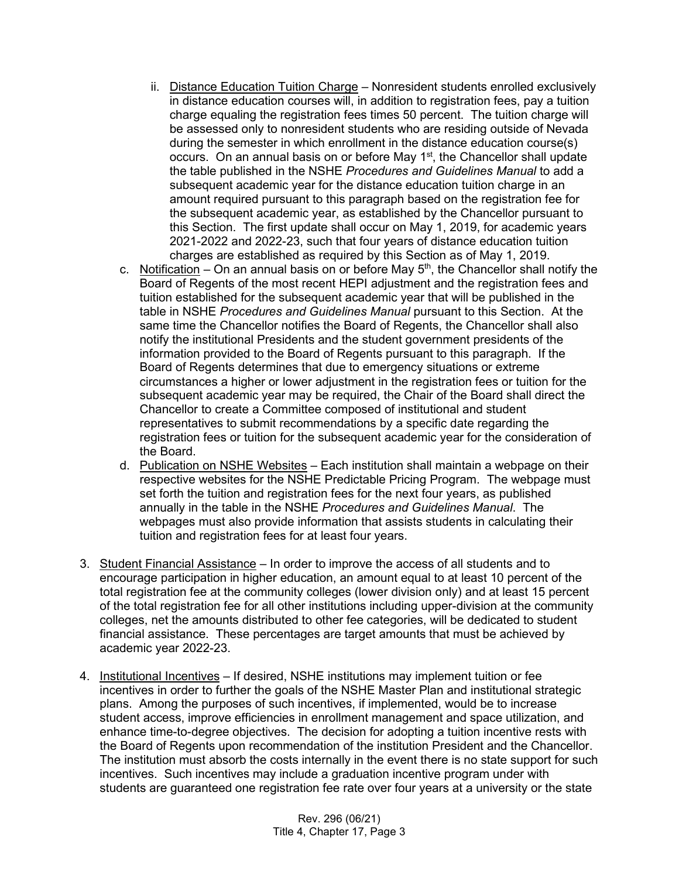ii. Distance Education Tuition Charge – Nonresident students enrolled exclusively in distance education courses will, in addition to registration fees, pay a tuition charge equaling the registration fees times 50 percent. The tuition charge will be assessed only to nonresident students who are residing outside of Nevada during the semester in which enrollment in the distance education course(s) occurs. On an annual basis on or before May 1st, the Chancellor shall update the table published in the NSHE *Procedures and Guidelines Manual* to add a subsequent academic year for the distance education tuition charge in an amount required pursuant to this paragraph based on the registration fee for the subsequent academic year, as established by the Chancellor pursuant to this Section. The first update shall occur on May 1, 2019, for academic years 2021-2022 and 2022-23, such that four years of distance education tuition charges are established as required by this Section as of May 1, 2019.

c. Notification – On an annual basis on or before May 5th, the Chancellor shall notify the Board of Regents of the most recent HEPI adjustment and the registration fees and tuition established for the subsequent academic year that will be published in the table in NSHE *Procedures and Guidelines Manual* pursuant to this Section. At the same time the Chancellor notifies the Board of Regents, the Chancellor shall also notify the institutional Presidents and the student government presidents of the information provided to the Board of Regents pursuant to this paragraph. If the Board of Regents determines that due to emergency situations or extreme circumstances a higher or lower adjustment in the registration fees or tuition for the subsequent academic year may be required, the Chair of the Board shall direct the Chancellor to create a Committee composed of institutional and student representatives to submit recommendations by a specific date regarding the registration fees or tuition for the subsequent academic year for the consideration of the Board.

d. Publication on NSHE Websites – Each institution shall maintain a webpage on their respective websites for the NSHE Predictable Pricing Program. The webpage must set forth the tuition and registration fees for the next four years, as published annually in the table in the NSHE *Procedures and Guidelines Manual*. The webpages must also provide information that assists students in calculating their tuition and registration fees for at least four years.

3. Student Financial Assistance – In order to improve the access of all students and to encourage participation in higher education, an amount equal to at least 10 percent of the total registration fee at the community colleges (lower division only) and at least 15 percent of the total registration fee for all other institutions including upper-division at the community colleges, net the amounts distributed to other fee categories, will be dedicated to student financial assistance. These percentages are target amounts that must be achieved by academic year 2022-23.

4. Institutional Incentives – If desired, NSHE institutions may implement tuition or fee incentives in order to further the goals of the NSHE Master Plan and institutional strategic plans. Among the purposes of such incentives, if implemented, would be to increase student access, improve efficiencies in enrollment management and space utilization, and enhance time-to-degree objectives. The decision for adopting a tuition incentive rests with the Board of Regents upon recommendation of the institution President and the Chancellor. The institution must absorb the costs internally in the event there is no state support for such incentives. Such incentives may include a graduation incentive program under with students are guaranteed one registration fee rate over four years at a university or the state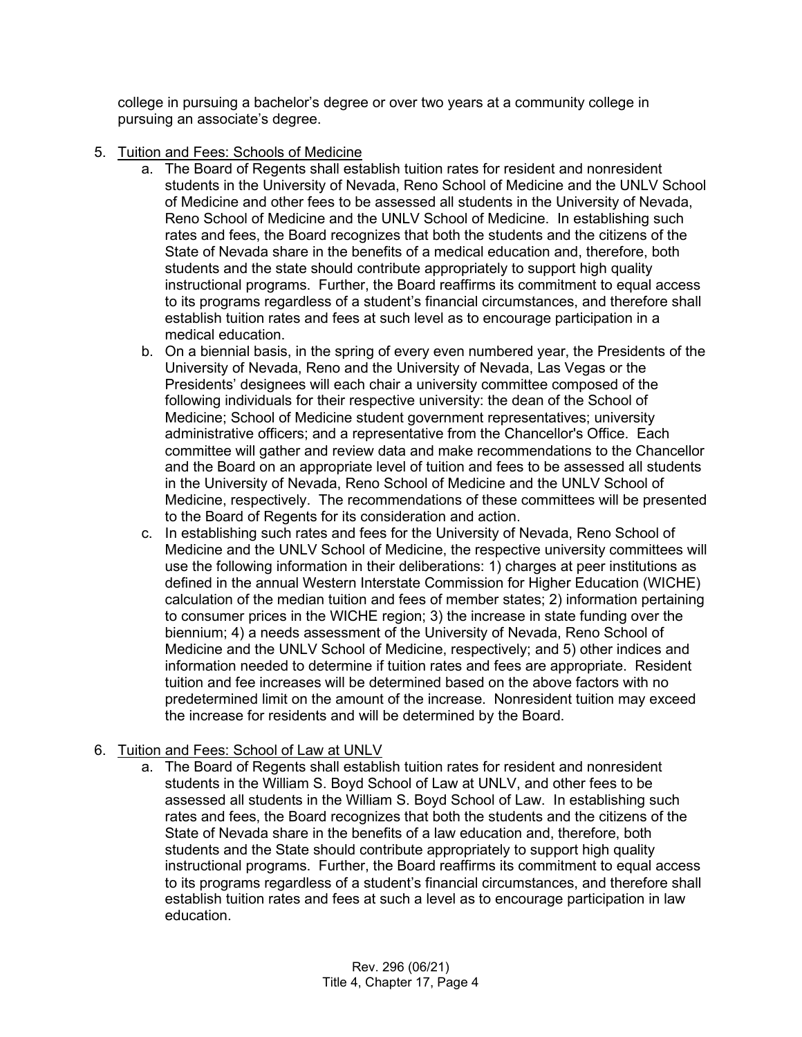college in pursuing a bachelor's degree or over two years at a community college in pursuing an associate's degree.

5. Tuition and Fees: Schools of Medicine
   a. The Board of Regents shall establish tuition rates for resident and nonresident students in the University of Nevada, Reno School of Medicine and the UNLV School of Medicine and other fees to be assessed all students in the University of Nevada, Reno School of Medicine and the UNLV School of Medicine. In establishing such rates and fees, the Board recognizes that both the students and the citizens of the State of Nevada share in the benefits of a medical education and, therefore, both students and the state should contribute appropriately to support high quality instructional programs. Further, the Board reaffirms its commitment to equal access to its programs regardless of a student's financial circumstances, and therefore shall establish tuition rates and fees at such level as to encourage participation in a medical education.
   b. On a biennial basis, in the spring of every even numbered year, the Presidents of the University of Nevada, Reno and the University of Nevada, Las Vegas or the Presidents' designees will each chair a university committee composed of the following individuals for their respective university: the dean of the School of Medicine; School of Medicine student government representatives; university administrative officers; and a representative from the Chancellor's Office. Each committee will gather and review data and make recommendations to the Chancellor and the Board on an appropriate level of tuition and fees to be assessed all students in the University of Nevada, Reno School of Medicine and the UNLV School of Medicine, respectively. The recommendations of these committees will be presented to the Board of Regents for its consideration and action.
   c. In establishing such rates and fees for the University of Nevada, Reno School of Medicine and the UNLV School of Medicine, the respective university committees will use the following information in their deliberations: 1) charges at peer institutions as defined in the annual Western Interstate Commission for Higher Education (WICHE) calculation of the median tuition and fees of member states; 2) information pertaining to consumer prices in the WICHE region; 3) the increase in state funding over the biennium; 4) a needs assessment of the University of Nevada, Reno School of Medicine and the UNLV School of Medicine, respectively; and 5) other indices and information needed to determine if tuition rates and fees are appropriate. Resident tuition and fee increases will be determined based on the above factors with no predetermined limit on the amount of the increase. Nonresident tuition may exceed the increase for residents and will be determined by the Board.

6. Tuition and Fees: School of Law at UNLV
   a. The Board of Regents shall establish tuition rates for resident and nonresident students in the William S. Boyd School of Law at UNLV, and other fees to be assessed all students in the William S. Boyd School of Law. In establishing such rates and fees, the Board recognizes that both the students and the citizens of the State of Nevada share in the benefits of a law education and, therefore, both students and the State should contribute appropriately to support high quality instructional programs. Further, the Board reaffirms its commitment to equal access to its programs regardless of a student's financial circumstances, and therefore shall establish tuition rates and fees at such a level as to encourage participation in law education.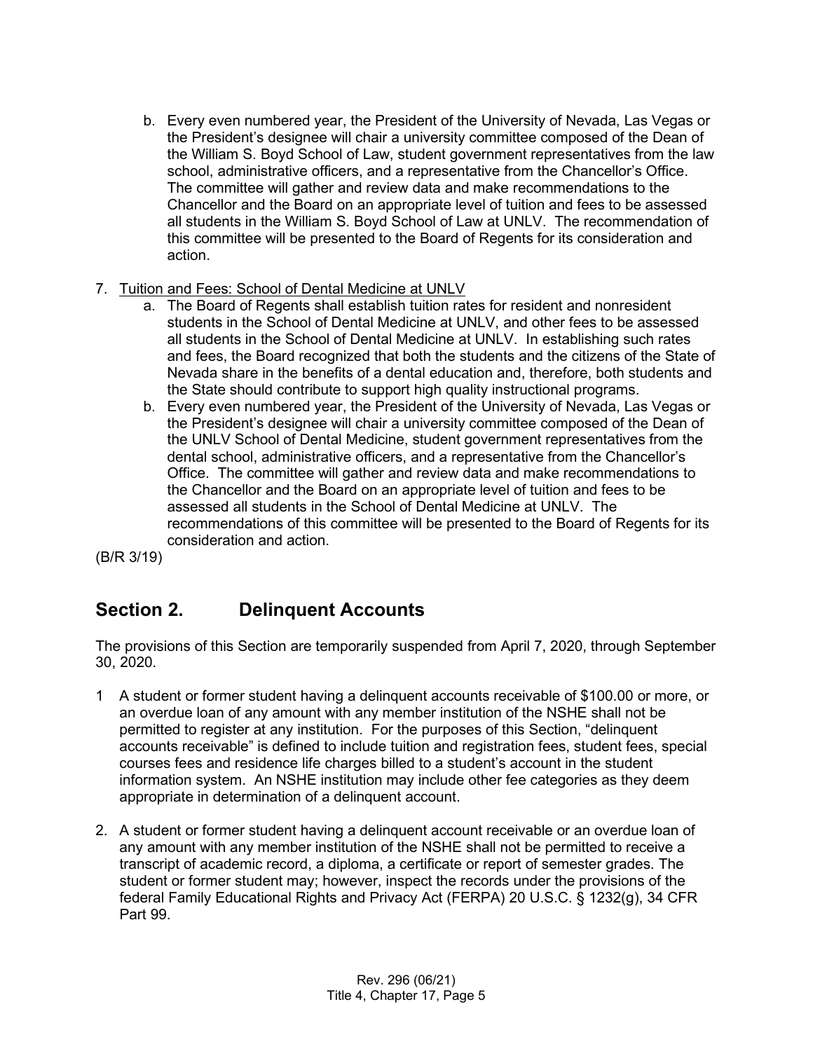b. Every even numbered year, the President of the University of Nevada, Las Vegas or the President's designee will chair a university committee composed of the Dean of the William S. Boyd School of Law, student government representatives from the law school, administrative officers, and a representative from the Chancellor's Office. The committee will gather and review data and make recommendations to the Chancellor and the Board on an appropriate level of tuition and fees to be assessed all students in the William S. Boyd School of Law at UNLV. The recommendation of this committee will be presented to the Board of Regents for its consideration and action.

7. Tuition and Fees: School of Dental Medicine at UNLV
   a. The Board of Regents shall establish tuition rates for resident and nonresident students in the School of Dental Medicine at UNLV, and other fees to be assessed all students in the School of Dental Medicine at UNLV. In establishing such rates and fees, the Board recognized that both the students and the citizens of the State of Nevada share in the benefits of a dental education and, therefore, both students and the State should contribute to support high quality instructional programs.
   b. Every even numbered year, the President of the University of Nevada, Las Vegas or the President's designee will chair a university committee composed of the Dean of the UNLV School of Dental Medicine, student government representatives from the dental school, administrative officers, and a representative from the Chancellor's Office. The committee will gather and review data and make recommendations to the Chancellor and the Board on an appropriate level of tuition and fees to be assessed all students in the School of Dental Medicine at UNLV. The recommendations of this committee will be presented to the Board of Regents for its consideration and action.

(B/R 3/19)

## Section 2. Delinquent Accounts

The provisions of this Section are temporarily suspended from April 7, 2020, through September 30, 2020.

1 A student or former student having a delinquent accounts receivable of $100.00 or more, or an overdue loan of any amount with any member institution of the NSHE shall not be permitted to register at any institution. For the purposes of this Section, "delinquent accounts receivable" is defined to include tuition and registration fees, student fees, special courses fees and residence life charges billed to a student's account in the student information system. An NSHE institution may include other fee categories as they deem appropriate in determination of a delinquent account.

2. A student or former student having a delinquent account receivable or an overdue loan of any amount with any member institution of the NSHE shall not be permitted to receive a transcript of academic record, a diploma, a certificate or report of semester grades. The student or former student may; however, inspect the records under the provisions of the federal Family Educational Rights and Privacy Act (FERPA) 20 U.S.C. § 1232(g), 34 CFR Part 99.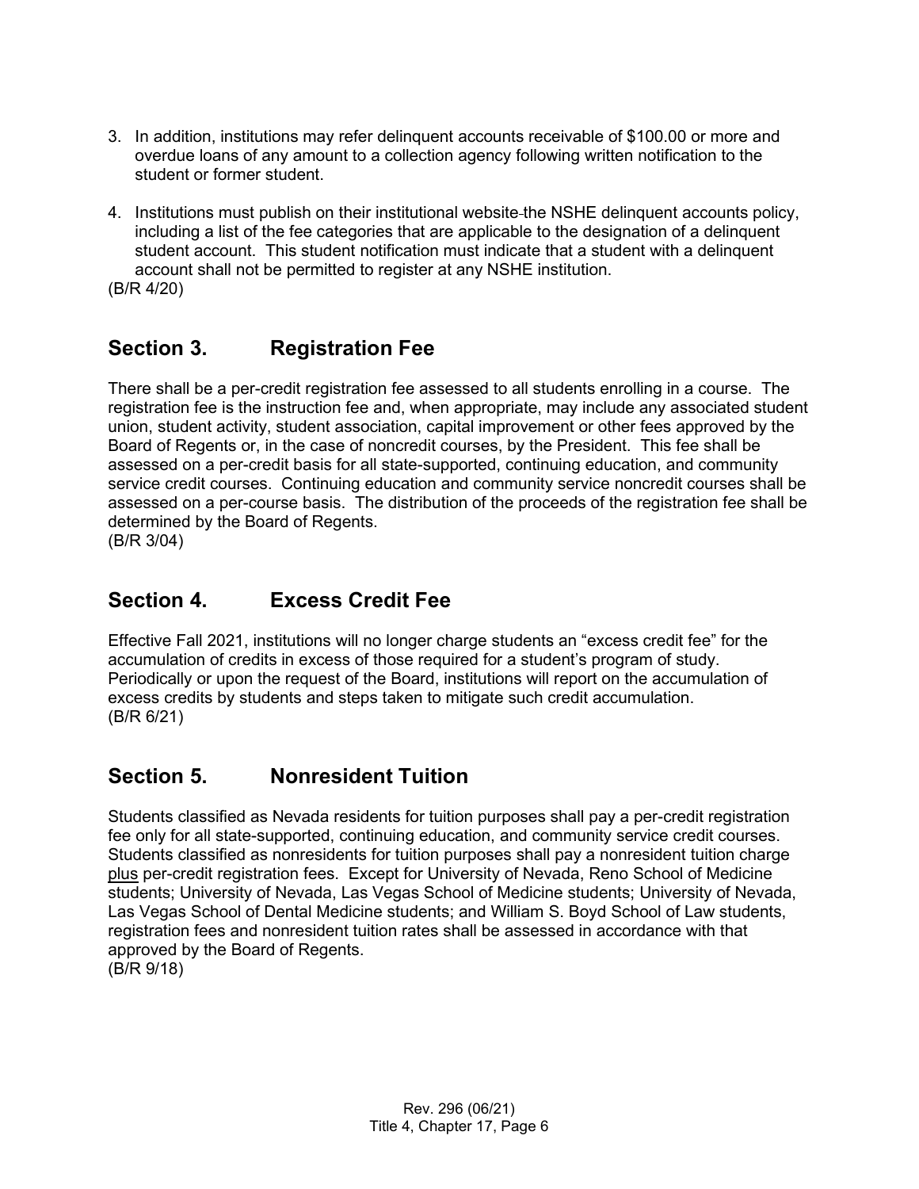3. In addition, institutions may refer delinquent accounts receivable of $100.00 or more and overdue loans of any amount to a collection agency following written notification to the student or former student.

4. Institutions must publish on their institutional website the NSHE delinquent accounts policy, including a list of the fee categories that are applicable to the designation of a delinquent student account. This student notification must indicate that a student with a delinquent account shall not be permitted to register at any NSHE institution.

(B/R 4/20)

## Section 3. Registration Fee

There shall be a per-credit registration fee assessed to all students enrolling in a course. The registration fee is the instruction fee and, when appropriate, may include any associated student union, student activity, student association, capital improvement or other fees approved by the Board of Regents or, in the case of noncredit courses, by the President. This fee shall be assessed on a per-credit basis for all state-supported, continuing education, and community service credit courses. Continuing education and community service noncredit courses shall be assessed on a per-course basis. The distribution of the proceeds of the registration fee shall be determined by the Board of Regents.
(B/R 3/04)

## Section 4. Excess Credit Fee

Effective Fall 2021, institutions will no longer charge students an "excess credit fee" for the accumulation of credits in excess of those required for a student's program of study. Periodically or upon the request of the Board, institutions will report on the accumulation of excess credits by students and steps taken to mitigate such credit accumulation.
(B/R 6/21)

## Section 5. Nonresident Tuition

Students classified as Nevada residents for tuition purposes shall pay a per-credit registration fee only for all state-supported, continuing education, and community service credit courses. Students classified as nonresidents for tuition purposes shall pay a nonresident tuition charge plus per-credit registration fees. Except for University of Nevada, Reno School of Medicine students; University of Nevada, Las Vegas School of Medicine students; University of Nevada, Las Vegas School of Dental Medicine students; and William S. Boyd School of Law students, registration fees and nonresident tuition rates shall be assessed in accordance with that approved by the Board of Regents.
(B/R 9/18)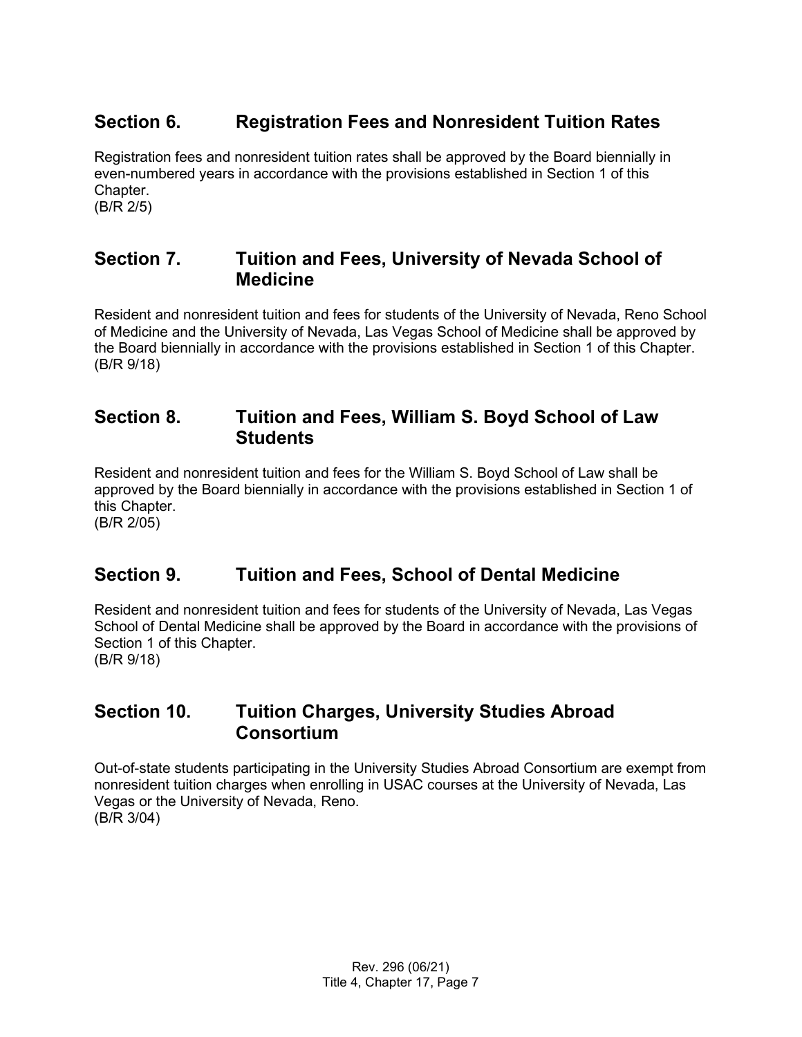## Section 6. Registration Fees and Nonresident Tuition Rates

Registration fees and nonresident tuition rates shall be approved by the Board biennially in even-numbered years in accordance with the provisions established in Section 1 of this Chapter.
(B/R 2/5)

## Section 7. Tuition and Fees, University of Nevada School of Medicine

Resident and nonresident tuition and fees for students of the University of Nevada, Reno School of Medicine and the University of Nevada, Las Vegas School of Medicine shall be approved by the Board biennially in accordance with the provisions established in Section 1 of this Chapter.
(B/R 9/18)

## Section 8. Tuition and Fees, William S. Boyd School of Law Students

Resident and nonresident tuition and fees for the William S. Boyd School of Law shall be approved by the Board biennially in accordance with the provisions established in Section 1 of this Chapter.
(B/R 2/05)

## Section 9. Tuition and Fees, School of Dental Medicine

Resident and nonresident tuition and fees for students of the University of Nevada, Las Vegas School of Dental Medicine shall be approved by the Board in accordance with the provisions of Section 1 of this Chapter.
(B/R 9/18)

## Section 10. Tuition Charges, University Studies Abroad Consortium

Out-of-state students participating in the University Studies Abroad Consortium are exempt from nonresident tuition charges when enrolling in USAC courses at the University of Nevada, Las Vegas or the University of Nevada, Reno.
(B/R 3/04)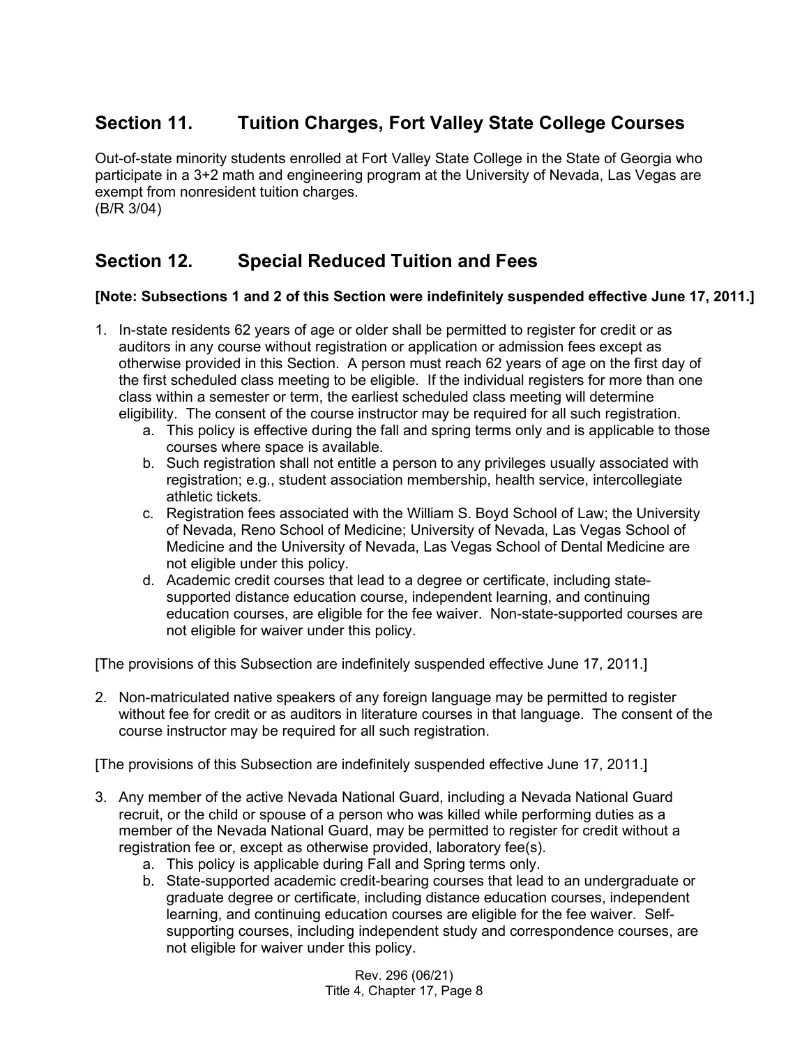## Section 11. Tuition Charges, Fort Valley State College Courses

Out-of-state minority students enrolled at Fort Valley State College in the State of Georgia who participate in a 3+2 math and engineering program at the University of Nevada, Las Vegas are exempt from nonresident tuition charges.
(B/R 3/04)

## Section 12. Special Reduced Tuition and Fees

**[Note: Subsections 1 and 2 of this Section were indefinitely suspended effective June 17, 2011.]**

1. In-state residents 62 years of age or older shall be permitted to register for credit or as auditors in any course without registration or application or admission fees except as otherwise provided in this Section. A person must reach 62 years of age on the first day of the first scheduled class meeting to be eligible. If the individual registers for more than one class within a semester or term, the earliest scheduled class meeting will determine eligibility. The consent of the course instructor may be required for all such registration.
    a. This policy is effective during the fall and spring terms only and is applicable to those courses where space is available.
    b. Such registration shall not entitle a person to any privileges usually associated with registration; e.g., student association membership, health service, intercollegiate athletic tickets.
    c. Registration fees associated with the William S. Boyd School of Law; the University of Nevada, Reno School of Medicine; University of Nevada, Las Vegas School of Medicine and the University of Nevada, Las Vegas School of Dental Medicine are not eligible under this policy.
    d. Academic credit courses that lead to a degree or certificate, including state-supported distance education course, independent learning, and continuing education courses, are eligible for the fee waiver. Non-state-supported courses are not eligible for waiver under this policy.

[The provisions of this Subsection are indefinitely suspended effective June 17, 2011.]

2. Non-matriculated native speakers of any foreign language may be permitted to register without fee for credit or as auditors in literature courses in that language. The consent of the course instructor may be required for all such registration.

[The provisions of this Subsection are indefinitely suspended effective June 17, 2011.]

3. Any member of the active Nevada National Guard, including a Nevada National Guard recruit, or the child or spouse of a person who was killed while performing duties as a member of the Nevada National Guard, may be permitted to register for credit without a registration fee or, except as otherwise provided, laboratory fee(s).
    a. This policy is applicable during Fall and Spring terms only.
    b. State-supported academic credit-bearing courses that lead to an undergraduate or graduate degree or certificate, including distance education courses, independent learning, and continuing education courses are eligible for the fee waiver. Self-supporting courses, including independent study and correspondence courses, are not eligible for waiver under this policy.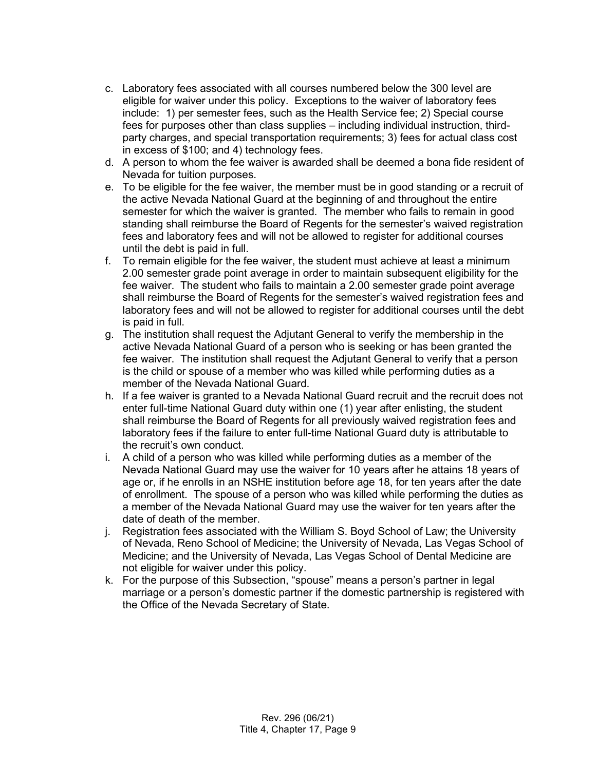c. Laboratory fees associated with all courses numbered below the 300 level are eligible for waiver under this policy. Exceptions to the waiver of laboratory fees include: 1) per semester fees, such as the Health Service fee; 2) Special course fees for purposes other than class supplies – including individual instruction, third-party charges, and special transportation requirements; 3) fees for actual class cost in excess of $100; and 4) technology fees.

d. A person to whom the fee waiver is awarded shall be deemed a bona fide resident of Nevada for tuition purposes.

e. To be eligible for the fee waiver, the member must be in good standing or a recruit of the active Nevada National Guard at the beginning of and throughout the entire semester for which the waiver is granted. The member who fails to remain in good standing shall reimburse the Board of Regents for the semester's waived registration fees and laboratory fees and will not be allowed to register for additional courses until the debt is paid in full.

f. To remain eligible for the fee waiver, the student must achieve at least a minimum 2.00 semester grade point average in order to maintain subsequent eligibility for the fee waiver. The student who fails to maintain a 2.00 semester grade point average shall reimburse the Board of Regents for the semester's waived registration fees and laboratory fees and will not be allowed to register for additional courses until the debt is paid in full.

g. The institution shall request the Adjutant General to verify the membership in the active Nevada National Guard of a person who is seeking or has been granted the fee waiver. The institution shall request the Adjutant General to verify that a person is the child or spouse of a member who was killed while performing duties as a member of the Nevada National Guard.

h. If a fee waiver is granted to a Nevada National Guard recruit and the recruit does not enter full-time National Guard duty within one (1) year after enlisting, the student shall reimburse the Board of Regents for all previously waived registration fees and laboratory fees if the failure to enter full-time National Guard duty is attributable to the recruit's own conduct.

i. A child of a person who was killed while performing duties as a member of the Nevada National Guard may use the waiver for 10 years after he attains 18 years of age or, if he enrolls in an NSHE institution before age 18, for ten years after the date of enrollment. The spouse of a person who was killed while performing the duties as a member of the Nevada National Guard may use the waiver for ten years after the date of death of the member.

j. Registration fees associated with the William S. Boyd School of Law; the University of Nevada, Reno School of Medicine; the University of Nevada, Las Vegas School of Medicine; and the University of Nevada, Las Vegas School of Dental Medicine are not eligible for waiver under this policy.

k. For the purpose of this Subsection, "spouse" means a person's partner in legal marriage or a person's domestic partner if the domestic partnership is registered with the Office of the Nevada Secretary of State.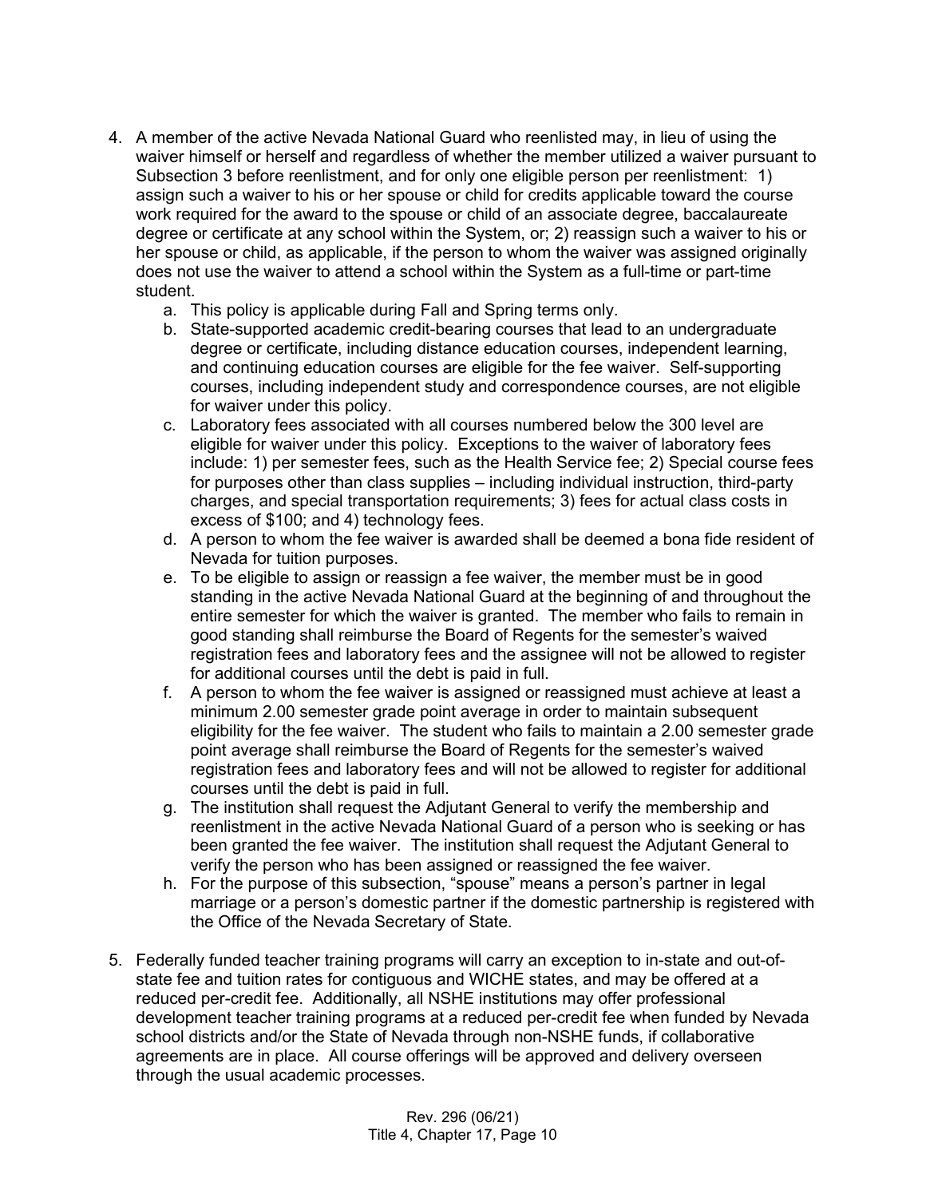4. A member of the active Nevada National Guard who reenlisted may, in lieu of using the waiver himself or herself and regardless of whether the member utilized a waiver pursuant to Subsection 3 before reenlistment, and for only one eligible person per reenlistment: 1) assign such a waiver to his or her spouse or child for credits applicable toward the course work required for the award to the spouse or child of an associate degree, baccalaureate degree or certificate at any school within the System, or; 2) reassign such a waiver to his or her spouse or child, as applicable, if the person to whom the waiver was assigned originally does not use the waiver to attend a school within the System as a full-time or part-time student.
    a. This policy is applicable during Fall and Spring terms only.
    b. State-supported academic credit-bearing courses that lead to an undergraduate degree or certificate, including distance education courses, independent learning, and continuing education courses are eligible for the fee waiver. Self-supporting courses, including independent study and correspondence courses, are not eligible for waiver under this policy.
    c. Laboratory fees associated with all courses numbered below the 300 level are eligible for waiver under this policy. Exceptions to the waiver of laboratory fees include: 1) per semester fees, such as the Health Service fee; 2) Special course fees for purposes other than class supplies – including individual instruction, third-party charges, and special transportation requirements; 3) fees for actual class costs in excess of $100; and 4) technology fees.
    d. A person to whom the fee waiver is awarded shall be deemed a bona fide resident of Nevada for tuition purposes.
    e. To be eligible to assign or reassign a fee waiver, the member must be in good standing in the active Nevada National Guard at the beginning of and throughout the entire semester for which the waiver is granted. The member who fails to remain in good standing shall reimburse the Board of Regents for the semester's waived registration fees and laboratory fees and the assignee will not be allowed to register for additional courses until the debt is paid in full.
    f. A person to whom the fee waiver is assigned or reassigned must achieve at least a minimum 2.00 semester grade point average in order to maintain subsequent eligibility for the fee waiver. The student who fails to maintain a 2.00 semester grade point average shall reimburse the Board of Regents for the semester's waived registration fees and laboratory fees and will not be allowed to register for additional courses until the debt is paid in full.
    g. The institution shall request the Adjutant General to verify the membership and reenlistment in the active Nevada National Guard of a person who is seeking or has been granted the fee waiver. The institution shall request the Adjutant General to verify the person who has been assigned or reassigned the fee waiver.
    h. For the purpose of this subsection, "spouse" means a person's partner in legal marriage or a person's domestic partner if the domestic partnership is registered with the Office of the Nevada Secretary of State.

5. Federally funded teacher training programs will carry an exception to in-state and out-of-state fee and tuition rates for contiguous and WICHE states, and may be offered at a reduced per-credit fee. Additionally, all NSHE institutions may offer professional development teacher training programs at a reduced per-credit fee when funded by Nevada school districts and/or the State of Nevada through non-NSHE funds, if collaborative agreements are in place. All course offerings will be approved and delivery overseen through the usual academic processes.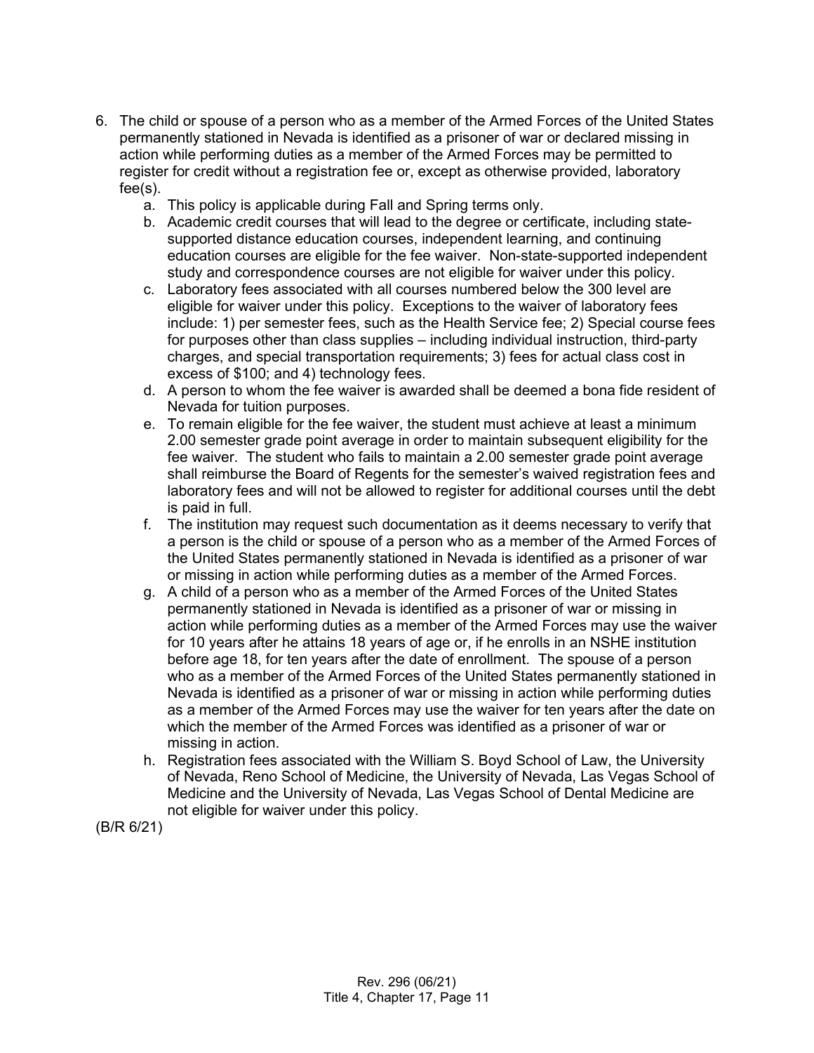6. The child or spouse of a person who as a member of the Armed Forces of the United States permanently stationed in Nevada is identified as a prisoner of war or declared missing in action while performing duties as a member of the Armed Forces may be permitted to register for credit without a registration fee or, except as otherwise provided, laboratory fee(s).
   a. This policy is applicable during Fall and Spring terms only.
   b. Academic credit courses that will lead to the degree or certificate, including state-supported distance education courses, independent learning, and continuing education courses are eligible for the fee waiver. Non-state-supported independent study and correspondence courses are not eligible for waiver under this policy.
   c. Laboratory fees associated with all courses numbered below the 300 level are eligible for waiver under this policy. Exceptions to the waiver of laboratory fees include: 1) per semester fees, such as the Health Service fee; 2) Special course fees for purposes other than class supplies – including individual instruction, third-party charges, and special transportation requirements; 3) fees for actual class cost in excess of $100; and 4) technology fees.
   d. A person to whom the fee waiver is awarded shall be deemed a bona fide resident of Nevada for tuition purposes.
   e. To remain eligible for the fee waiver, the student must achieve at least a minimum 2.00 semester grade point average in order to maintain subsequent eligibility for the fee waiver. The student who fails to maintain a 2.00 semester grade point average shall reimburse the Board of Regents for the semester's waived registration fees and laboratory fees and will not be allowed to register for additional courses until the debt is paid in full.
   f. The institution may request such documentation as it deems necessary to verify that a person is the child or spouse of a person who as a member of the Armed Forces of the United States permanently stationed in Nevada is identified as a prisoner of war or missing in action while performing duties as a member of the Armed Forces.
   g. A child of a person who as a member of the Armed Forces of the United States permanently stationed in Nevada is identified as a prisoner of war or missing in action while performing duties as a member of the Armed Forces may use the waiver for 10 years after he attains 18 years of age or, if he enrolls in an NSHE institution before age 18, for ten years after the date of enrollment. The spouse of a person who as a member of the Armed Forces of the United States permanently stationed in Nevada is identified as a prisoner of war or missing in action while performing duties as a member of the Armed Forces may use the waiver for ten years after the date on which the member of the Armed Forces was identified as a prisoner of war or missing in action.
   h. Registration fees associated with the William S. Boyd School of Law, the University of Nevada, Reno School of Medicine, the University of Nevada, Las Vegas School of Medicine and the University of Nevada, Las Vegas School of Dental Medicine are not eligible for waiver under this policy.

(B/R 6/21)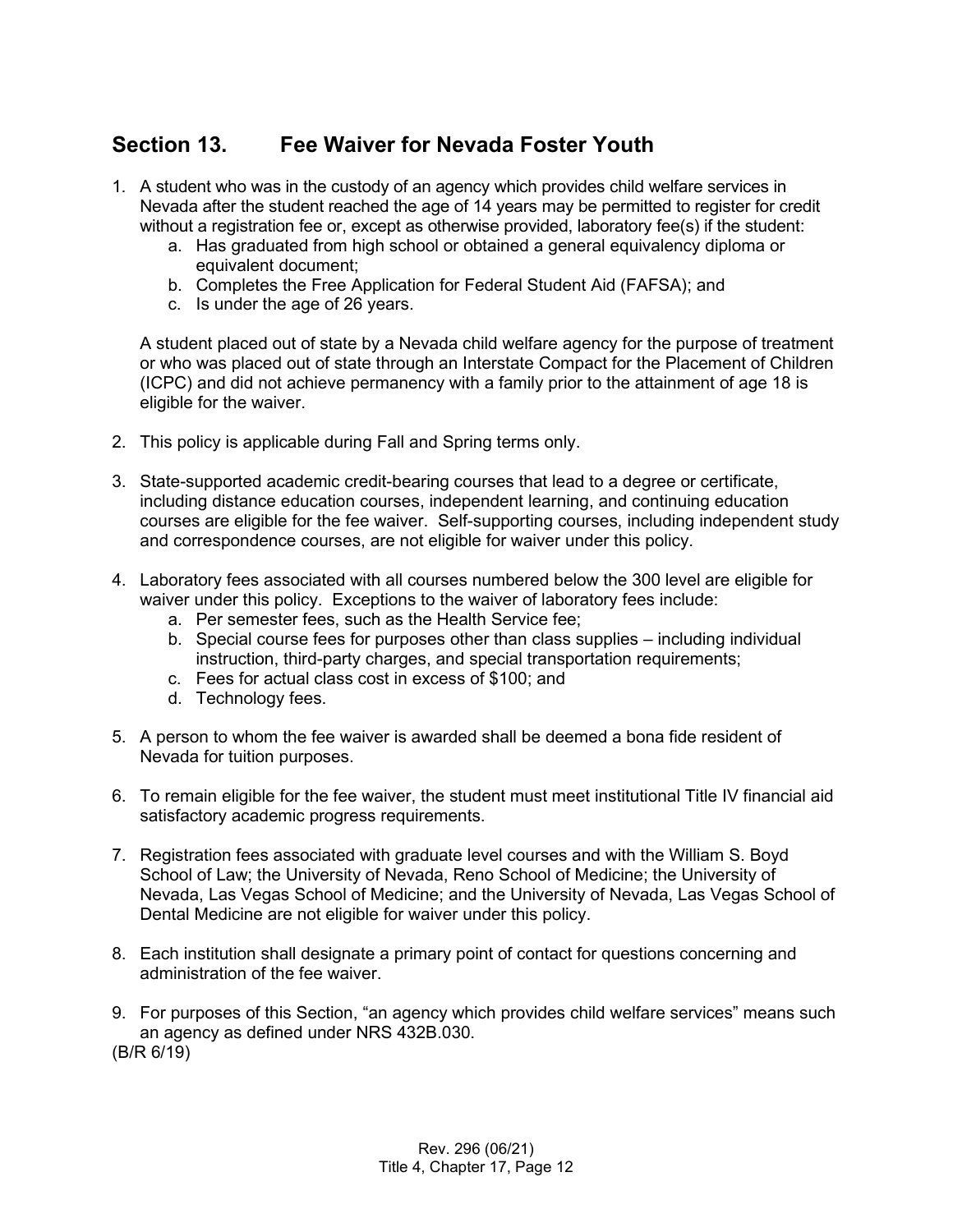## Section 13. Fee Waiver for Nevada Foster Youth

1. A student who was in the custody of an agency which provides child welfare services in Nevada after the student reached the age of 14 years may be permitted to register for credit without a registration fee or, except as otherwise provided, laboratory fee(s) if the student:
   a. Has graduated from high school or obtained a general equivalency diploma or equivalent document;
   b. Completes the Free Application for Federal Student Aid (FAFSA); and
   c. Is under the age of 26 years.

   A student placed out of state by a Nevada child welfare agency for the purpose of treatment or who was placed out of state through an Interstate Compact for the Placement of Children (ICPC) and did not achieve permanency with a family prior to the attainment of age 18 is eligible for the waiver.

2. This policy is applicable during Fall and Spring terms only.

3. State-supported academic credit-bearing courses that lead to a degree or certificate, including distance education courses, independent learning, and continuing education courses are eligible for the fee waiver. Self-supporting courses, including independent study and correspondence courses, are not eligible for waiver under this policy.

4. Laboratory fees associated with all courses numbered below the 300 level are eligible for waiver under this policy. Exceptions to the waiver of laboratory fees include:
   a. Per semester fees, such as the Health Service fee;
   b. Special course fees for purposes other than class supplies – including individual instruction, third-party charges, and special transportation requirements;
   c. Fees for actual class cost in excess of $100; and
   d. Technology fees.

5. A person to whom the fee waiver is awarded shall be deemed a bona fide resident of Nevada for tuition purposes.

6. To remain eligible for the fee waiver, the student must meet institutional Title IV financial aid satisfactory academic progress requirements.

7. Registration fees associated with graduate level courses and with the William S. Boyd School of Law; the University of Nevada, Reno School of Medicine; the University of Nevada, Las Vegas School of Medicine; and the University of Nevada, Las Vegas School of Dental Medicine are not eligible for waiver under this policy.

8. Each institution shall designate a primary point of contact for questions concerning and administration of the fee waiver.

9. For purposes of this Section, "an agency which provides child welfare services" means such an agency as defined under NRS 432B.030.

(B/R 6/19)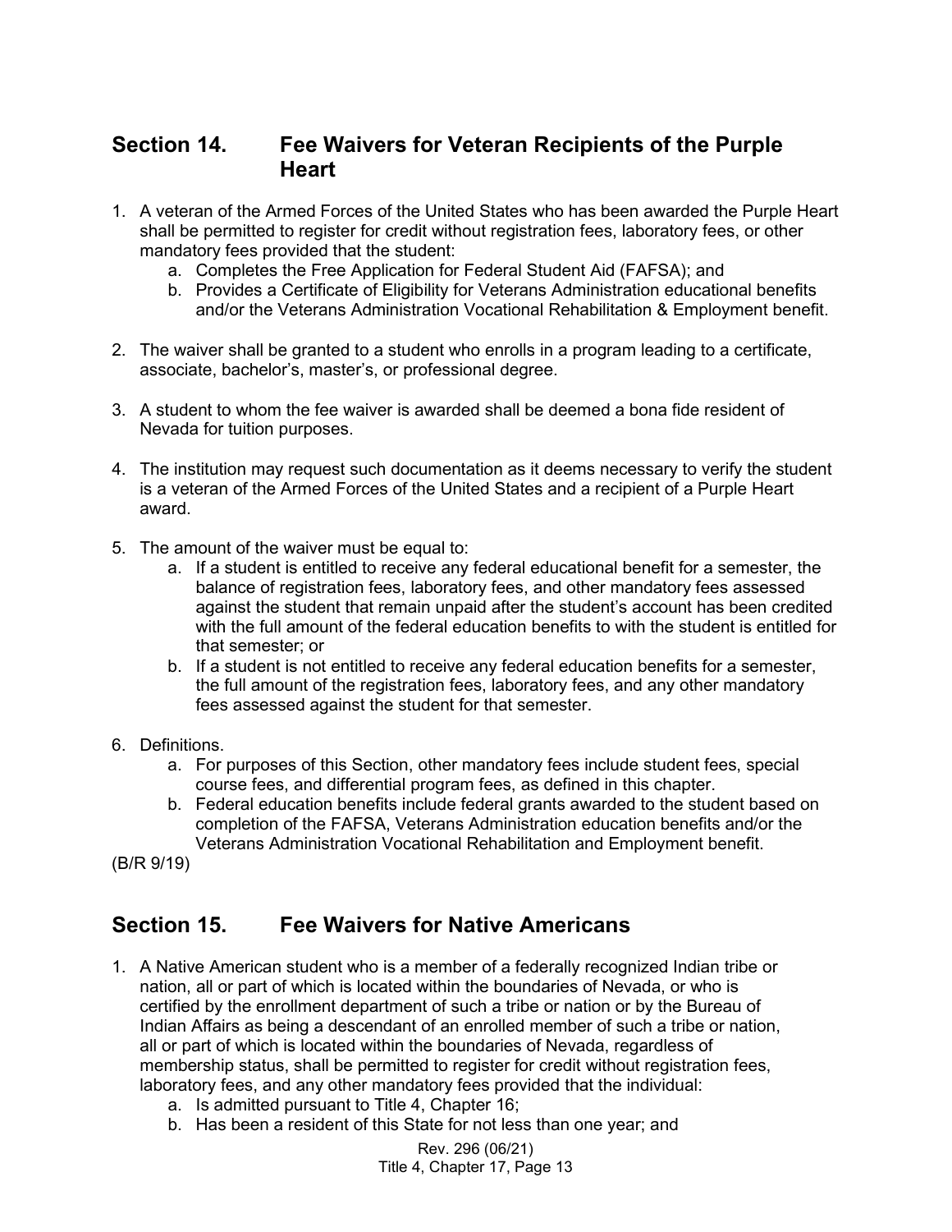## Section 14. Fee Waivers for Veteran Recipients of the Purple Heart

1. A veteran of the Armed Forces of the United States who has been awarded the Purple Heart shall be permitted to register for credit without registration fees, laboratory fees, or other mandatory fees provided that the student:
   a. Completes the Free Application for Federal Student Aid (FAFSA); and
   b. Provides a Certificate of Eligibility for Veterans Administration educational benefits and/or the Veterans Administration Vocational Rehabilitation & Employment benefit.

2. The waiver shall be granted to a student who enrolls in a program leading to a certificate, associate, bachelor's, master's, or professional degree.

3. A student to whom the fee waiver is awarded shall be deemed a bona fide resident of Nevada for tuition purposes.

4. The institution may request such documentation as it deems necessary to verify the student is a veteran of the Armed Forces of the United States and a recipient of a Purple Heart award.

5. The amount of the waiver must be equal to:
   a. If a student is entitled to receive any federal educational benefit for a semester, the balance of registration fees, laboratory fees, and other mandatory fees assessed against the student that remain unpaid after the student's account has been credited with the full amount of the federal education benefits to with the student is entitled for that semester; or
   b. If a student is not entitled to receive any federal education benefits for a semester, the full amount of the registration fees, laboratory fees, and any other mandatory fees assessed against the student for that semester.

6. Definitions.
   a. For purposes of this Section, other mandatory fees include student fees, special course fees, and differential program fees, as defined in this chapter.
   b. Federal education benefits include federal grants awarded to the student based on completion of the FAFSA, Veterans Administration education benefits and/or the Veterans Administration Vocational Rehabilitation and Employment benefit.

(B/R 9/19)

## Section 15. Fee Waivers for Native Americans

1. A Native American student who is a member of a federally recognized Indian tribe or nation, all or part of which is located within the boundaries of Nevada, or who is certified by the enrollment department of such a tribe or nation or by the Bureau of Indian Affairs as being a descendant of an enrolled member of such a tribe or nation, all or part of which is located within the boundaries of Nevada, regardless of membership status, shall be permitted to register for credit without registration fees, laboratory fees, and any other mandatory fees provided that the individual:
   a. Is admitted pursuant to Title 4, Chapter 16;
   b. Has been a resident of this State for not less than one year; and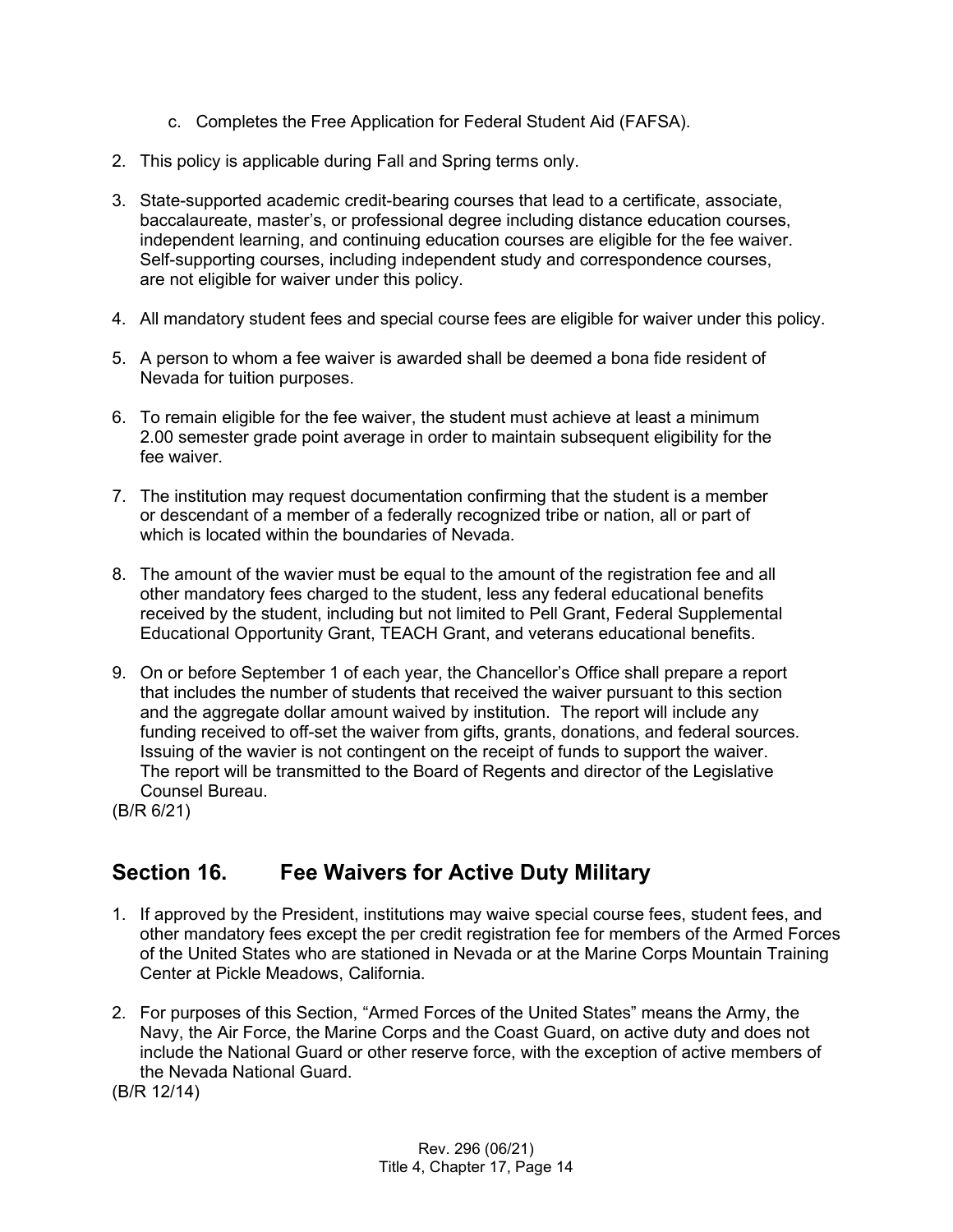c. Completes the Free Application for Federal Student Aid (FAFSA).

2. This policy is applicable during Fall and Spring terms only.

3. State-supported academic credit-bearing courses that lead to a certificate, associate, baccalaureate, master's, or professional degree including distance education courses, independent learning, and continuing education courses are eligible for the fee waiver. Self-supporting courses, including independent study and correspondence courses, are not eligible for waiver under this policy.

4. All mandatory student fees and special course fees are eligible for waiver under this policy.

5. A person to whom a fee waiver is awarded shall be deemed a bona fide resident of Nevada for tuition purposes.

6. To remain eligible for the fee waiver, the student must achieve at least a minimum 2.00 semester grade point average in order to maintain subsequent eligibility for the fee waiver.

7. The institution may request documentation confirming that the student is a member or descendant of a member of a federally recognized tribe or nation, all or part of which is located within the boundaries of Nevada.

8. The amount of the wavier must be equal to the amount of the registration fee and all other mandatory fees charged to the student, less any federal educational benefits received by the student, including but not limited to Pell Grant, Federal Supplemental Educational Opportunity Grant, TEACH Grant, and veterans educational benefits.

9. On or before September 1 of each year, the Chancellor's Office shall prepare a report that includes the number of students that received the waiver pursuant to this section and the aggregate dollar amount waived by institution. The report will include any funding received to off-set the waiver from gifts, grants, donations, and federal sources. Issuing of the wavier is not contingent on the receipt of funds to support the waiver. The report will be transmitted to the Board of Regents and director of the Legislative Counsel Bureau.

(B/R 6/21)

## Section 16. Fee Waivers for Active Duty Military

1. If approved by the President, institutions may waive special course fees, student fees, and other mandatory fees except the per credit registration fee for members of the Armed Forces of the United States who are stationed in Nevada or at the Marine Corps Mountain Training Center at Pickle Meadows, California.

2. For purposes of this Section, "Armed Forces of the United States" means the Army, the Navy, the Air Force, the Marine Corps and the Coast Guard, on active duty and does not include the National Guard or other reserve force, with the exception of active members of the Nevada National Guard.

(B/R 12/14)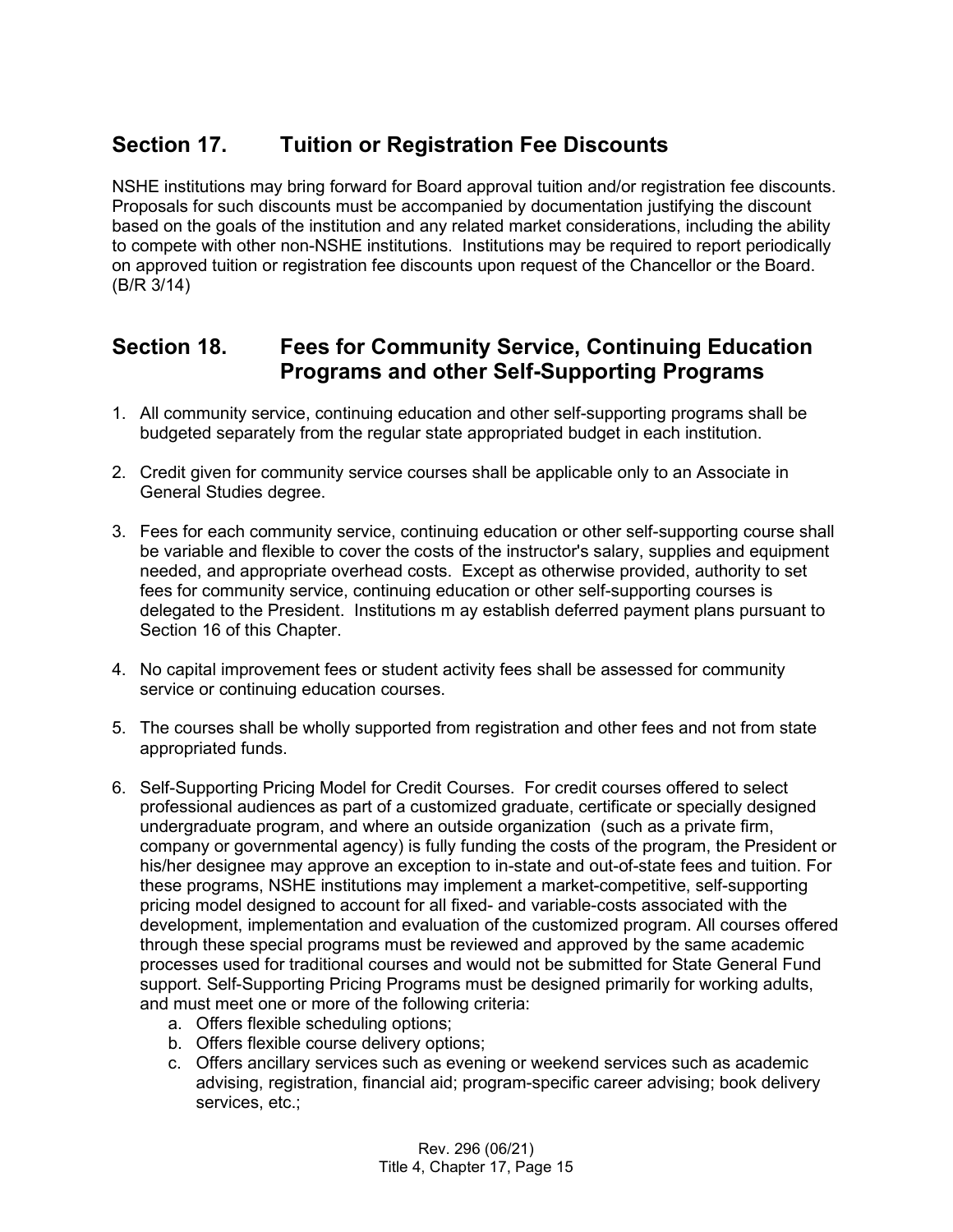## Section 17. Tuition or Registration Fee Discounts

NSHE institutions may bring forward for Board approval tuition and/or registration fee discounts. Proposals for such discounts must be accompanied by documentation justifying the discount based on the goals of the institution and any related market considerations, including the ability to compete with other non-NSHE institutions. Institutions may be required to report periodically on approved tuition or registration fee discounts upon request of the Chancellor or the Board. (B/R 3/14)

## Section 18. Fees for Community Service, Continuing Education Programs and other Self-Supporting Programs

1. All community service, continuing education and other self-supporting programs shall be budgeted separately from the regular state appropriated budget in each institution.

2. Credit given for community service courses shall be applicable only to an Associate in General Studies degree.

3. Fees for each community service, continuing education or other self-supporting course shall be variable and flexible to cover the costs of the instructor's salary, supplies and equipment needed, and appropriate overhead costs. Except as otherwise provided, authority to set fees for community service, continuing education or other self-supporting courses is delegated to the President. Institutions m ay establish deferred payment plans pursuant to Section 16 of this Chapter.

4. No capital improvement fees or student activity fees shall be assessed for community service or continuing education courses.

5. The courses shall be wholly supported from registration and other fees and not from state appropriated funds.

6. Self-Supporting Pricing Model for Credit Courses. For credit courses offered to select professional audiences as part of a customized graduate, certificate or specially designed undergraduate program, and where an outside organization (such as a private firm, company or governmental agency) is fully funding the costs of the program, the President or his/her designee may approve an exception to in-state and out-of-state fees and tuition. For these programs, NSHE institutions may implement a market-competitive, self-supporting pricing model designed to account for all fixed- and variable-costs associated with the development, implementation and evaluation of the customized program. All courses offered through these special programs must be reviewed and approved by the same academic processes used for traditional courses and would not be submitted for State General Fund support. Self-Supporting Pricing Programs must be designed primarily for working adults, and must meet one or more of the following criteria:
   a. Offers flexible scheduling options;
   b. Offers flexible course delivery options;
   c. Offers ancillary services such as evening or weekend services such as academic advising, registration, financial aid; program-specific career advising; book delivery services, etc.;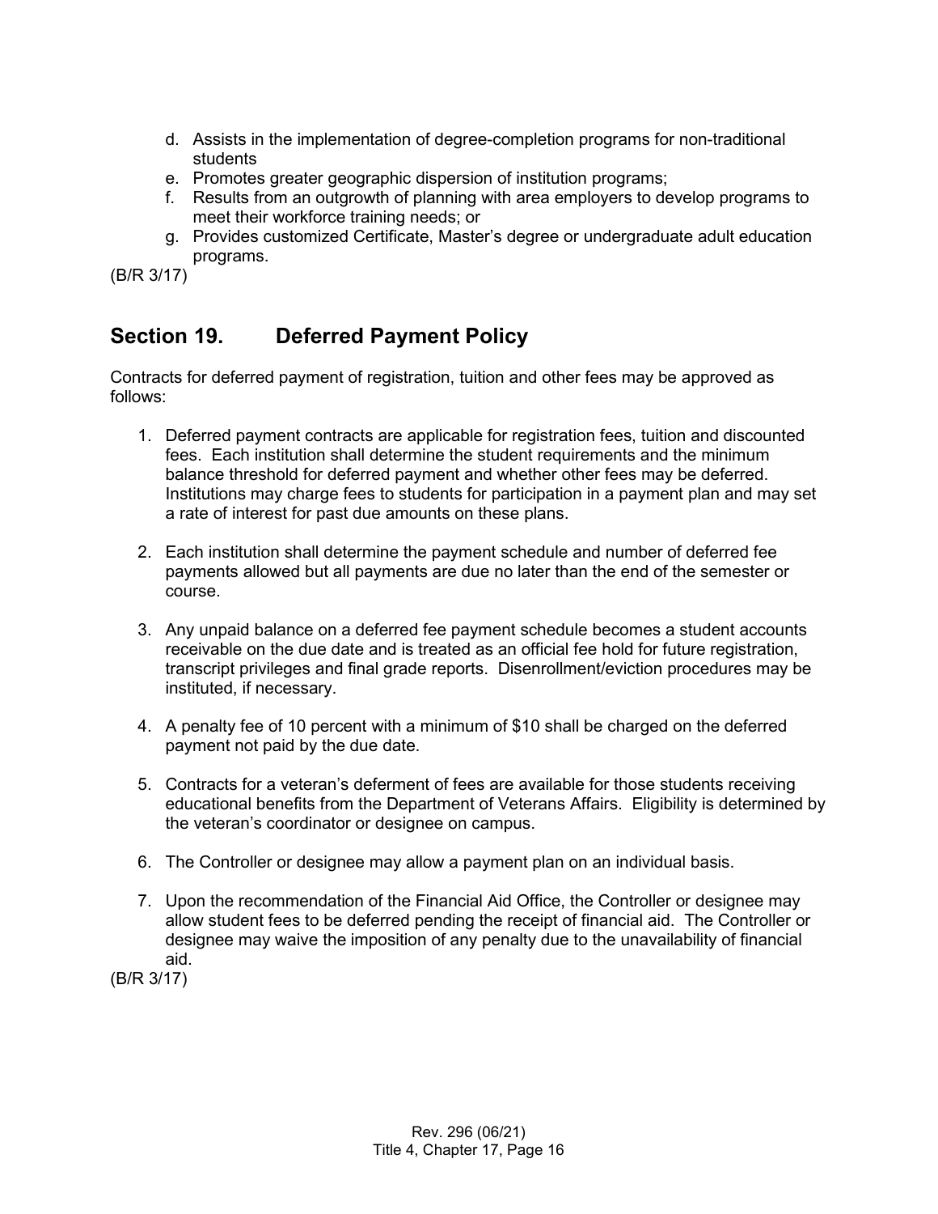d. Assists in the implementation of degree-completion programs for non-traditional students
e. Promotes greater geographic dispersion of institution programs;
f. Results from an outgrowth of planning with area employers to develop programs to meet their workforce training needs; or
g. Provides customized Certificate, Master's degree or undergraduate adult education programs.

(B/R 3/17)

## Section 19. Deferred Payment Policy

Contracts for deferred payment of registration, tuition and other fees may be approved as follows:

1. Deferred payment contracts are applicable for registration fees, tuition and discounted fees. Each institution shall determine the student requirements and the minimum balance threshold for deferred payment and whether other fees may be deferred. Institutions may charge fees to students for participation in a payment plan and may set a rate of interest for past due amounts on these plans.

2. Each institution shall determine the payment schedule and number of deferred fee payments allowed but all payments are due no later than the end of the semester or course.

3. Any unpaid balance on a deferred fee payment schedule becomes a student accounts receivable on the due date and is treated as an official fee hold for future registration, transcript privileges and final grade reports. Disenrollment/eviction procedures may be instituted, if necessary.

4. A penalty fee of 10 percent with a minimum of $10 shall be charged on the deferred payment not paid by the due date.

5. Contracts for a veteran's deferment of fees are available for those students receiving educational benefits from the Department of Veterans Affairs. Eligibility is determined by the veteran's coordinator or designee on campus.

6. The Controller or designee may allow a payment plan on an individual basis.

7. Upon the recommendation of the Financial Aid Office, the Controller or designee may allow student fees to be deferred pending the receipt of financial aid. The Controller or designee may waive the imposition of any penalty due to the unavailability of financial aid.

(B/R 3/17)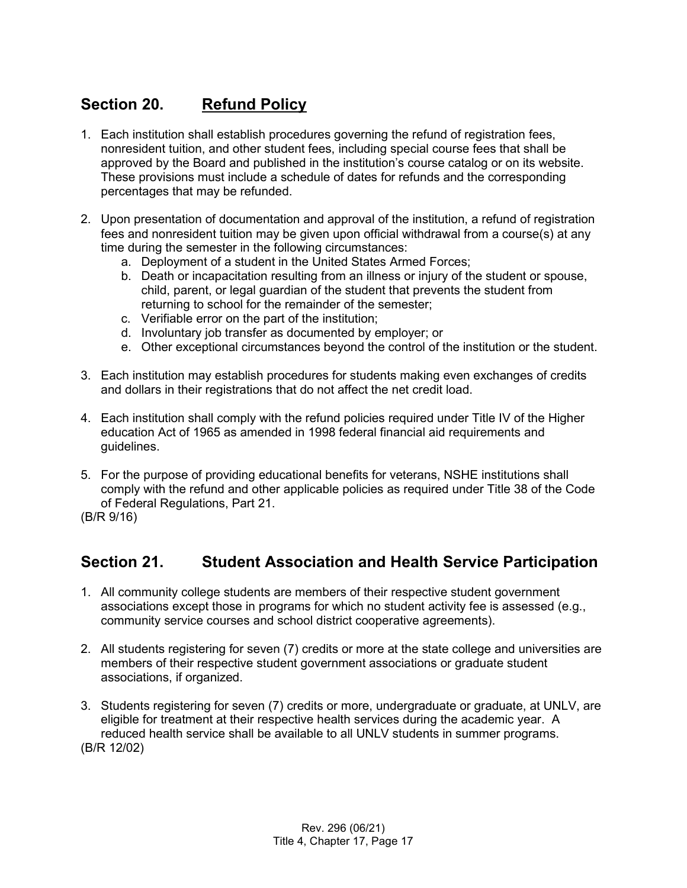## Section 20. Refund Policy

1. Each institution shall establish procedures governing the refund of registration fees, nonresident tuition, and other student fees, including special course fees that shall be approved by the Board and published in the institution's course catalog or on its website. These provisions must include a schedule of dates for refunds and the corresponding percentages that may be refunded.

2. Upon presentation of documentation and approval of the institution, a refund of registration fees and nonresident tuition may be given upon official withdrawal from a course(s) at any time during the semester in the following circumstances:
   a. Deployment of a student in the United States Armed Forces;
   b. Death or incapacitation resulting from an illness or injury of the student or spouse, child, parent, or legal guardian of the student that prevents the student from returning to school for the remainder of the semester;
   c. Verifiable error on the part of the institution;
   d. Involuntary job transfer as documented by employer; or
   e. Other exceptional circumstances beyond the control of the institution or the student.

3. Each institution may establish procedures for students making even exchanges of credits and dollars in their registrations that do not affect the net credit load.

4. Each institution shall comply with the refund policies required under Title IV of the Higher education Act of 1965 as amended in 1998 federal financial aid requirements and guidelines.

5. For the purpose of providing educational benefits for veterans, NSHE institutions shall comply with the refund and other applicable policies as required under Title 38 of the Code of Federal Regulations, Part 21.

(B/R 9/16)

## Section 21. Student Association and Health Service Participation

1. All community college students are members of their respective student government associations except those in programs for which no student activity fee is assessed (e.g., community service courses and school district cooperative agreements).

2. All students registering for seven (7) credits or more at the state college and universities are members of their respective student government associations or graduate student associations, if organized.

3. Students registering for seven (7) credits or more, undergraduate or graduate, at UNLV, are eligible for treatment at their respective health services during the academic year. A reduced health service shall be available to all UNLV students in summer programs.

(B/R 12/02)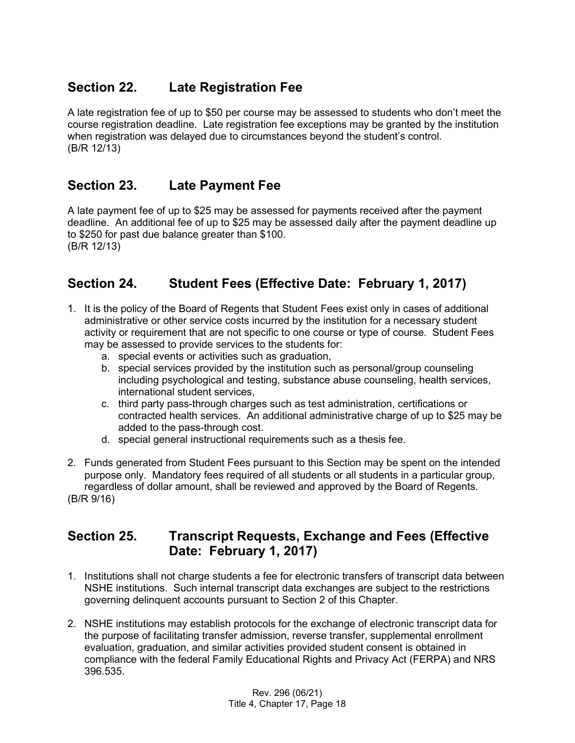## Section 22. Late Registration Fee

A late registration fee of up to $50 per course may be assessed to students who don't meet the course registration deadline. Late registration fee exceptions may be granted by the institution when registration was delayed due to circumstances beyond the student's control.
(B/R 12/13)

## Section 23. Late Payment Fee

A late payment fee of up to $25 may be assessed for payments received after the payment deadline. An additional fee of up to $25 may be assessed daily after the payment deadline up to $250 for past due balance greater than $100.
(B/R 12/13)

## Section 24. Student Fees (Effective Date: February 1, 2017)

1. It is the policy of the Board of Regents that Student Fees exist only in cases of additional administrative or other service costs incurred by the institution for a necessary student activity or requirement that are not specific to one course or type of course. Student Fees may be assessed to provide services to the students for:
   a. special events or activities such as graduation,
   b. special services provided by the institution such as personal/group counseling including psychological and testing, substance abuse counseling, health services, international student services,
   c. third party pass-through charges such as test administration, certifications or contracted health services. An additional administrative charge of up to $25 may be added to the pass-through cost.
   d. special general instructional requirements such as a thesis fee.

2. Funds generated from Student Fees pursuant to this Section may be spent on the intended purpose only. Mandatory fees required of all students or all students in a particular group, regardless of dollar amount, shall be reviewed and approved by the Board of Regents.

(B/R 9/16)

## Section 25. Transcript Requests, Exchange and Fees (Effective Date: February 1, 2017)

1. Institutions shall not charge students a fee for electronic transfers of transcript data between NSHE institutions. Such internal transcript data exchanges are subject to the restrictions governing delinquent accounts pursuant to Section 2 of this Chapter.

2. NSHE institutions may establish protocols for the exchange of electronic transcript data for the purpose of facilitating transfer admission, reverse transfer, supplemental enrollment evaluation, graduation, and similar activities provided student consent is obtained in compliance with the federal Family Educational Rights and Privacy Act (FERPA) and NRS 396.535.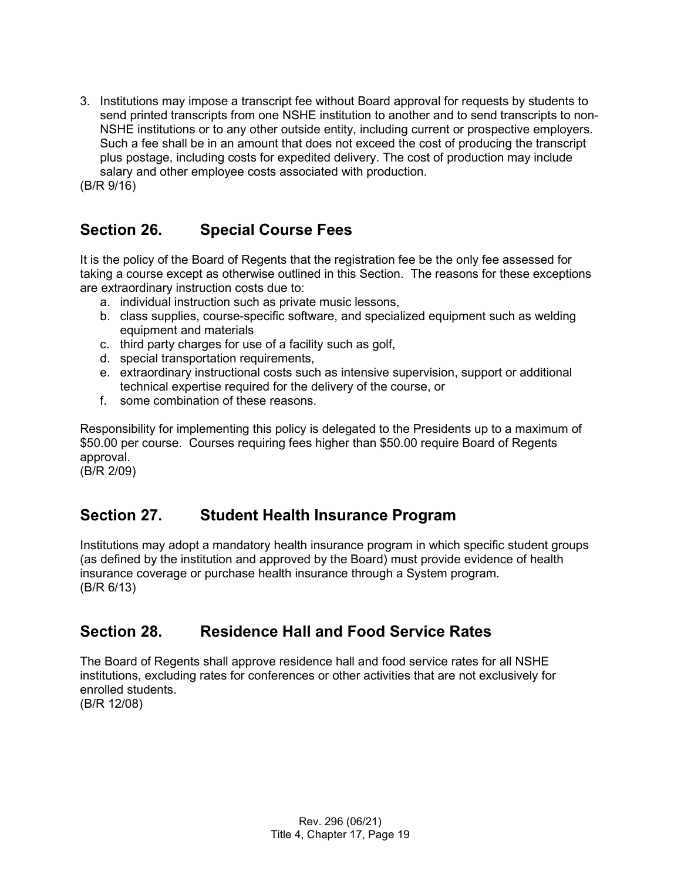3. Institutions may impose a transcript fee without Board approval for requests by students to send printed transcripts from one NSHE institution to another and to send transcripts to non-NSHE institutions or to any other outside entity, including current or prospective employers. Such a fee shall be in an amount that does not exceed the cost of producing the transcript plus postage, including costs for expedited delivery. The cost of production may include salary and other employee costs associated with production.

(B/R 9/16)

## Section 26. Special Course Fees

It is the policy of the Board of Regents that the registration fee be the only fee assessed for taking a course except as otherwise outlined in this Section. The reasons for these exceptions are extraordinary instruction costs due to:

a. individual instruction such as private music lessons,
b. class supplies, course-specific software, and specialized equipment such as welding equipment and materials
c. third party charges for use of a facility such as golf,
d. special transportation requirements,
e. extraordinary instructional costs such as intensive supervision, support or additional technical expertise required for the delivery of the course, or
f. some combination of these reasons.

Responsibility for implementing this policy is delegated to the Presidents up to a maximum of $50.00 per course. Courses requiring fees higher than $50.00 require Board of Regents approval.

(B/R 2/09)

## Section 27. Student Health Insurance Program

Institutions may adopt a mandatory health insurance program in which specific student groups (as defined by the institution and approved by the Board) must provide evidence of health insurance coverage or purchase health insurance through a System program.

(B/R 6/13)

## Section 28. Residence Hall and Food Service Rates

The Board of Regents shall approve residence hall and food service rates for all NSHE institutions, excluding rates for conferences or other activities that are not exclusively for enrolled students.

(B/R 12/08)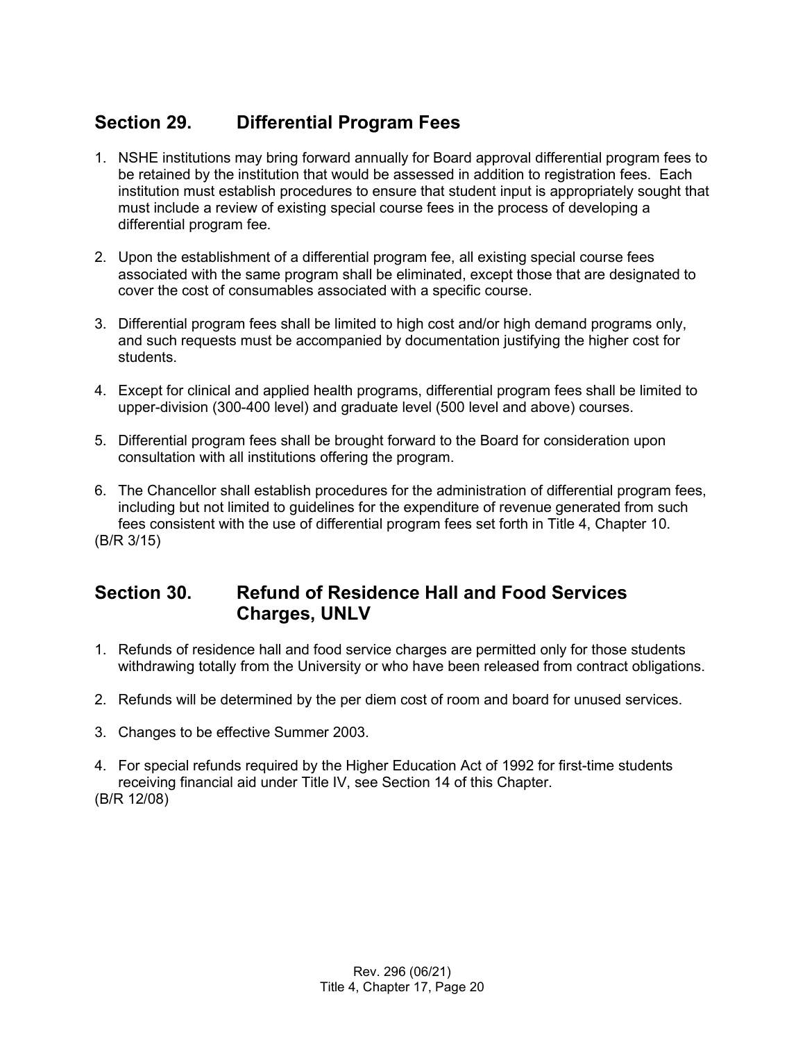## Section 29. Differential Program Fees

1. NSHE institutions may bring forward annually for Board approval differential program fees to be retained by the institution that would be assessed in addition to registration fees. Each institution must establish procedures to ensure that student input is appropriately sought that must include a review of existing special course fees in the process of developing a differential program fee.

2. Upon the establishment of a differential program fee, all existing special course fees associated with the same program shall be eliminated, except those that are designated to cover the cost of consumables associated with a specific course.

3. Differential program fees shall be limited to high cost and/or high demand programs only, and such requests must be accompanied by documentation justifying the higher cost for students.

4. Except for clinical and applied health programs, differential program fees shall be limited to upper-division (300-400 level) and graduate level (500 level and above) courses.

5. Differential program fees shall be brought forward to the Board for consideration upon consultation with all institutions offering the program.

6. The Chancellor shall establish procedures for the administration of differential program fees, including but not limited to guidelines for the expenditure of revenue generated from such fees consistent with the use of differential program fees set forth in Title 4, Chapter 10.

(B/R 3/15)

## Section 30. Refund of Residence Hall and Food Services Charges, UNLV

1. Refunds of residence hall and food service charges are permitted only for those students withdrawing totally from the University or who have been released from contract obligations.

2. Refunds will be determined by the per diem cost of room and board for unused services.

3. Changes to be effective Summer 2003.

4. For special refunds required by the Higher Education Act of 1992 for first-time students receiving financial aid under Title IV, see Section 14 of this Chapter.

(B/R 12/08)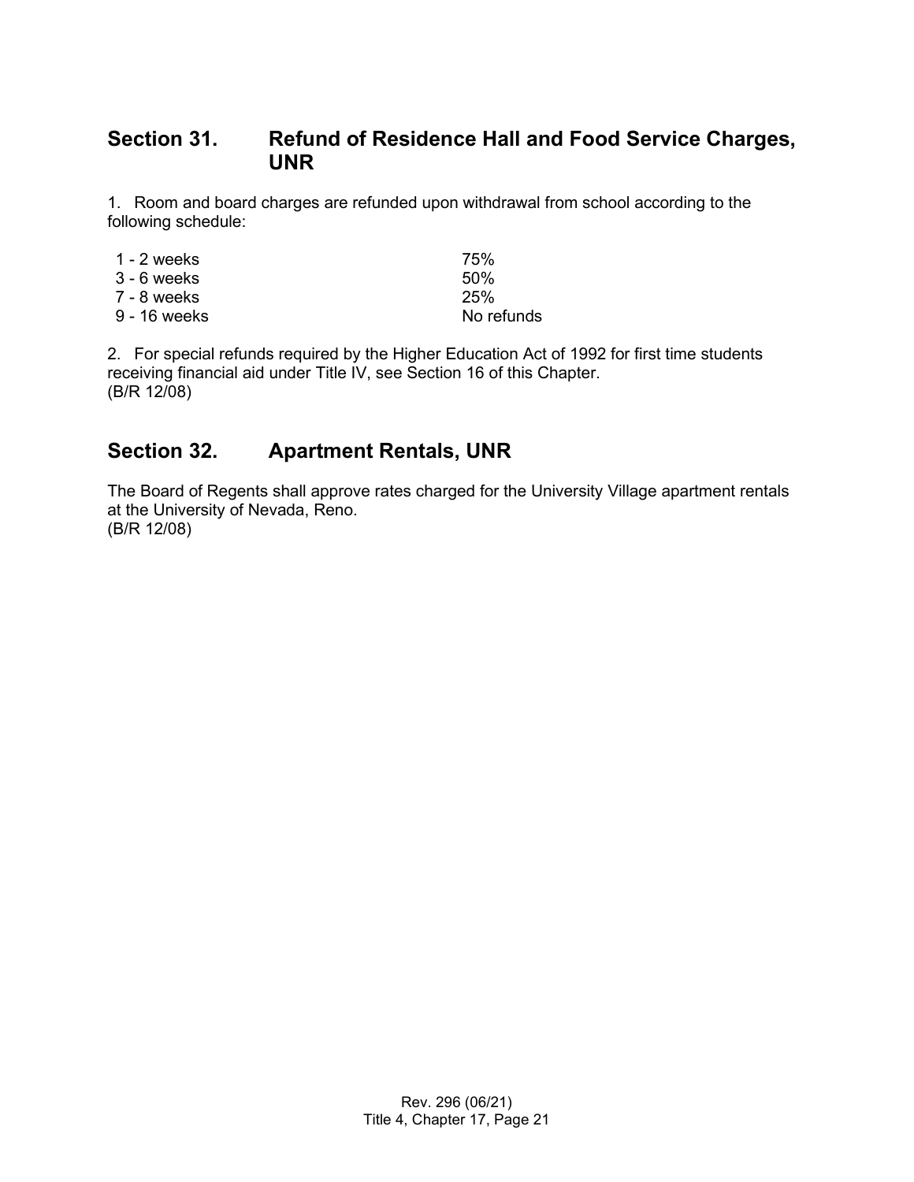## Section 31. Refund of Residence Hall and Food Service Charges, UNR

1. Room and board charges are refunded upon withdrawal from school according to the following schedule:

| | |
|---|---|
| 1 - 2 weeks | 75% |
| 3 - 6 weeks | 50% |
| 7 - 8 weeks | 25% |
| 9 - 16 weeks | No refunds |

2. For special refunds required by the Higher Education Act of 1992 for first time students receiving financial aid under Title IV, see Section 16 of this Chapter.
(B/R 12/08)

## Section 32. Apartment Rentals, UNR

The Board of Regents shall approve rates charged for the University Village apartment rentals at the University of Nevada, Reno.
(B/R 12/08)